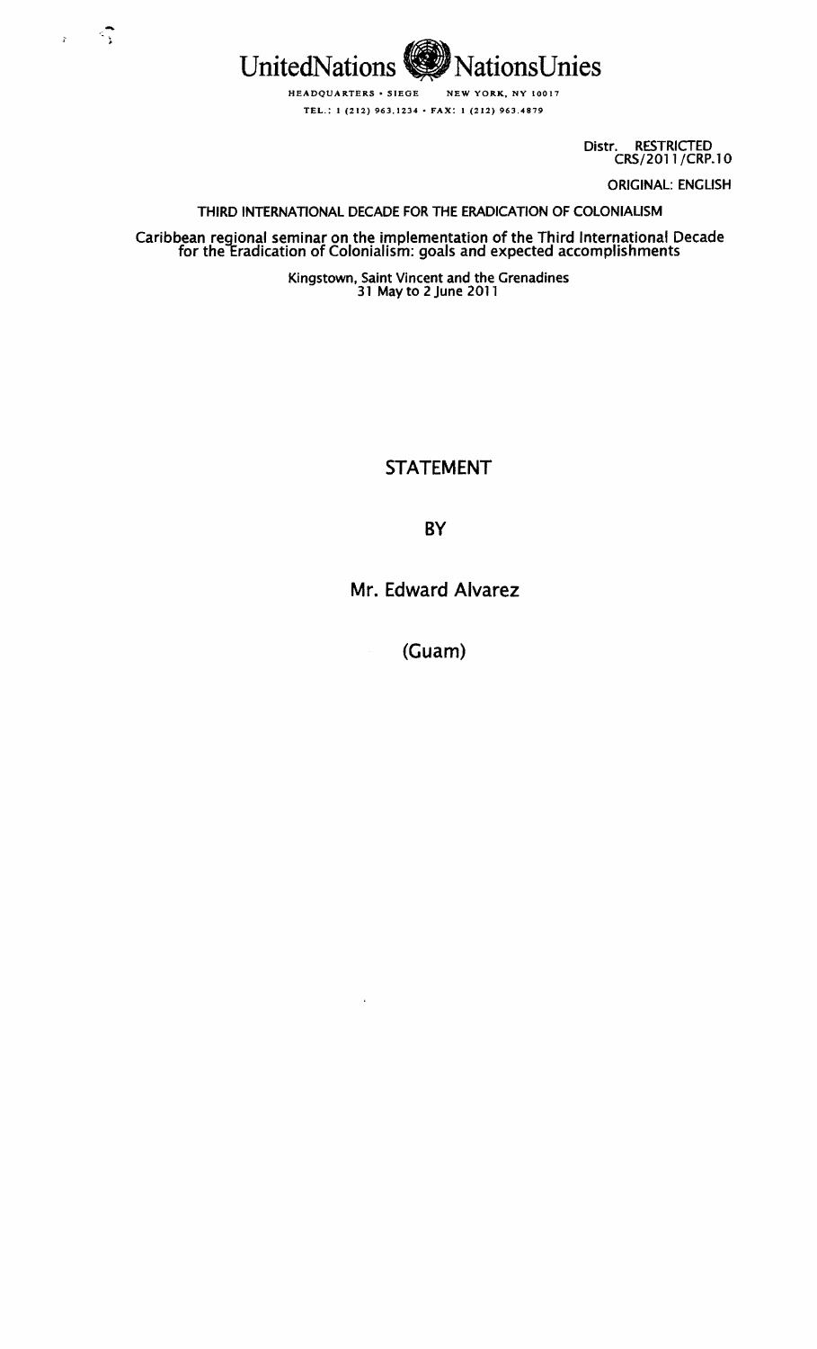United Nations   Nations Unies

HEADQUARTERS • SIEGE   NEW YORK, NY 10017

TEL.: 1 (212) 963.1234 • FAX: 1 (212) 963.4879

Distr. RESTRICTED
CRS/2011/CRP.10

ORIGINAL: ENGLISH

THIRD INTERNATIONAL DECADE FOR THE ERADICATION OF COLONIALISM

Caribbean regional seminar on the implementation of the Third International Decade for the Eradication of Colonialism: goals and expected accomplishments

Kingstown, Saint Vincent and the Grenadines
31 May to 2 June 2011

# STATEMENT

# BY

# Mr. Edward Alvarez

# (Guam)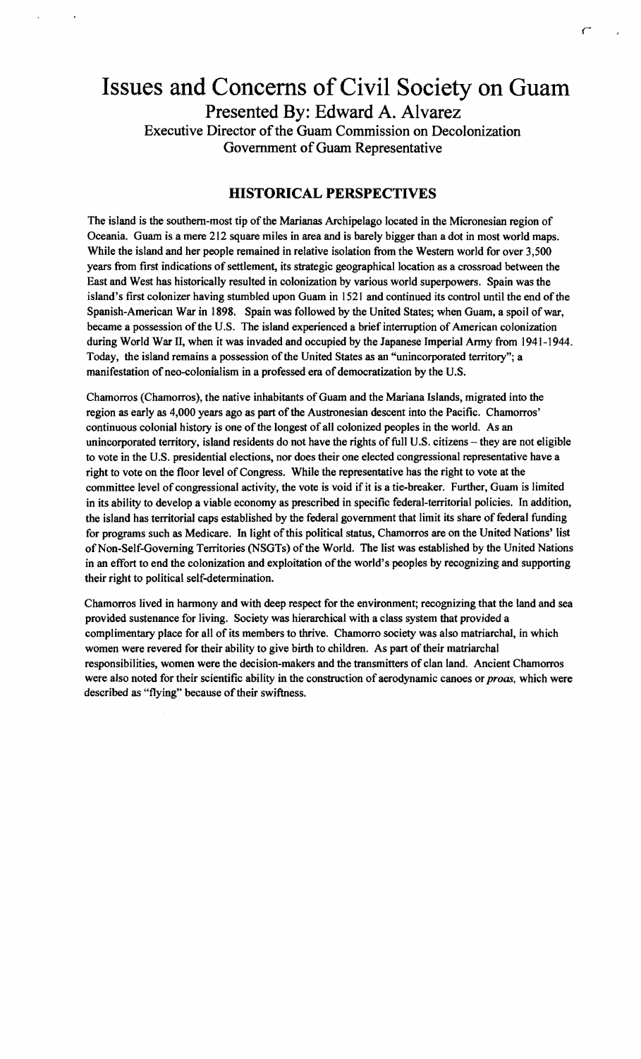# Issues and Concerns of Civil Society on Guam

## Presented By: Edward A. Alvarez

### Executive Director of the Guam Commission on Decolonization
### Government of Guam Representative

## HISTORICAL PERSPECTIVES

The island is the southern-most tip of the Marianas Archipelago located in the Micronesian region of Oceania. Guam is a mere 212 square miles in area and is barely bigger than a dot in most world maps. While the island and her people remained in relative isolation from the Western world for over 3,500 years from first indications of settlement, its strategic geographical location as a crossroad between the East and West has historically resulted in colonization by various world superpowers. Spain was the island's first colonizer having stumbled upon Guam in 1521 and continued its control until the end of the Spanish-American War in 1898. Spain was followed by the United States; when Guam, a spoil of war, became a possession of the U.S. The island experienced a brief interruption of American colonization during World War II, when it was invaded and occupied by the Japanese Imperial Army from 1941-1944. Today, the island remains a possession of the United States as an "unincorporated territory"; a manifestation of neo-colonialism in a professed era of democratization by the U.S.

Chamorros (Chamorros), the native inhabitants of Guam and the Mariana Islands, migrated into the region as early as 4,000 years ago as part of the Austronesian descent into the Pacific. Chamorros' continuous colonial history is one of the longest of all colonized peoples in the world. As an unincorporated territory, island residents do not have the rights of full U.S. citizens – they are not eligible to vote in the U.S. presidential elections, nor does their one elected congressional representative have a right to vote on the floor level of Congress. While the representative has the right to vote at the committee level of congressional activity, the vote is void if it is a tie-breaker. Further, Guam is limited in its ability to develop a viable economy as prescribed in specific federal-territorial policies. In addition, the island has territorial caps established by the federal government that limit its share of federal funding for programs such as Medicare. In light of this political status, Chamorros are on the United Nations' list of Non-Self-Governing Territories (NSGTs) of the World. The list was established by the United Nations in an effort to end the colonization and exploitation of the world's peoples by recognizing and supporting their right to political self-determination.

Chamorros lived in harmony and with deep respect for the environment; recognizing that the land and sea provided sustenance for living. Society was hierarchical with a class system that provided a complimentary place for all of its members to thrive. Chamorro society was also matriarchal, in which women were revered for their ability to give birth to children. As part of their matriarchal responsibilities, women were the decision-makers and the transmitters of clan land. Ancient Chamorros were also noted for their scientific ability in the construction of aerodynamic canoes or *proas*, which were described as "flying" because of their swiftness.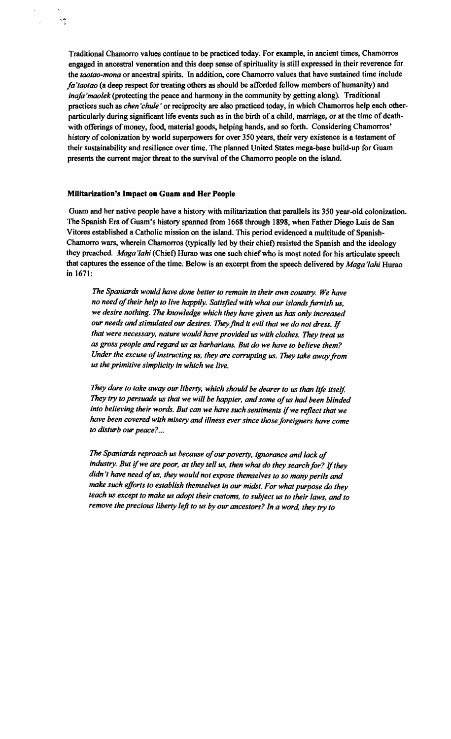Traditional Chamorro values continue to be practiced today. For example, in ancient times, Chamorros engaged in ancestral veneration and this deep sense of spirituality is still expressed in their reverence for the *taotao-mona* or ancestral spirits. In addition, core Chamorro values that have sustained time include *fa'taotao* (a deep respect for treating others as should be afforded fellow members of humanity) and *inafa'maolek* (protecting the peace and harmony in the community by getting along). Traditional practices such as *chen'chule'* or reciprocity are also practiced today, in which Chamorros help each other-particularly during significant life events such as in the birth of a child, marriage, or at the time of death-with offerings of money, food, material goods, helping hands, and so forth. Considering Chamorros' history of colonization by world superpowers for over 350 years, their very existence is a testament of their sustainability and resilience over time. The planned United States mega-base build-up for Guam presents the current major threat to the survival of the Chamorro people on the island.

**Militarization's Impact on Guam and Her People**

Guam and her native people have a history with militarization that parallels its 350 year-old colonization. The Spanish Era of Guam's history spanned from 1668 through 1898, when Father Diego Luis de San Vitores established a Catholic mission on the island. This period evidenced a multitude of Spanish-Chamorro wars, wherein Chamorros (typically led by their chief) resisted the Spanish and the ideology they preached. *Maga'lahi* (Chief) Hurao was one such chief who is most noted for his articulate speech that captures the essence of the time. Below is an excerpt from the speech delivered by *Maga'lahi* Hurao in 1671:

> *The Spaniards would have done better to remain in their own country. We have no need of their help to live happily. Satisfied with what our islands furnish us, we desire nothing. The knowledge which they have given us has only increased our needs and stimulated our desires. They find it evil that we do not dress. If that were necessary, nature would have provided us with clothes. They treat us as gross people and regard us as barbarians. But do we have to believe them? Under the excuse of instructing us, they are corrupting us. They take away from us the primitive simplicity in which we live.*
>
> *They dare to take away our liberty, which should be dearer to us than life itself. They try to persuade us that we will be happier, and some of us had been blinded into believing their words. But can we have such sentiments if we reflect that we have been covered with misery and illness ever since those foreigners have come to disturb our peace?...*
>
> *The Spaniards reproach us because of our poverty, ignorance and lack of industry. But if we are poor, as they tell us, then what do they search for? If they didn't have need of us, they would not expose themselves to so many perils and make such efforts to establish themselves in our midst. For what purpose do they teach us except to make us adopt their customs, to subject us to their laws, and to remove the precious liberty left to us by our ancestors? In a word, they try to*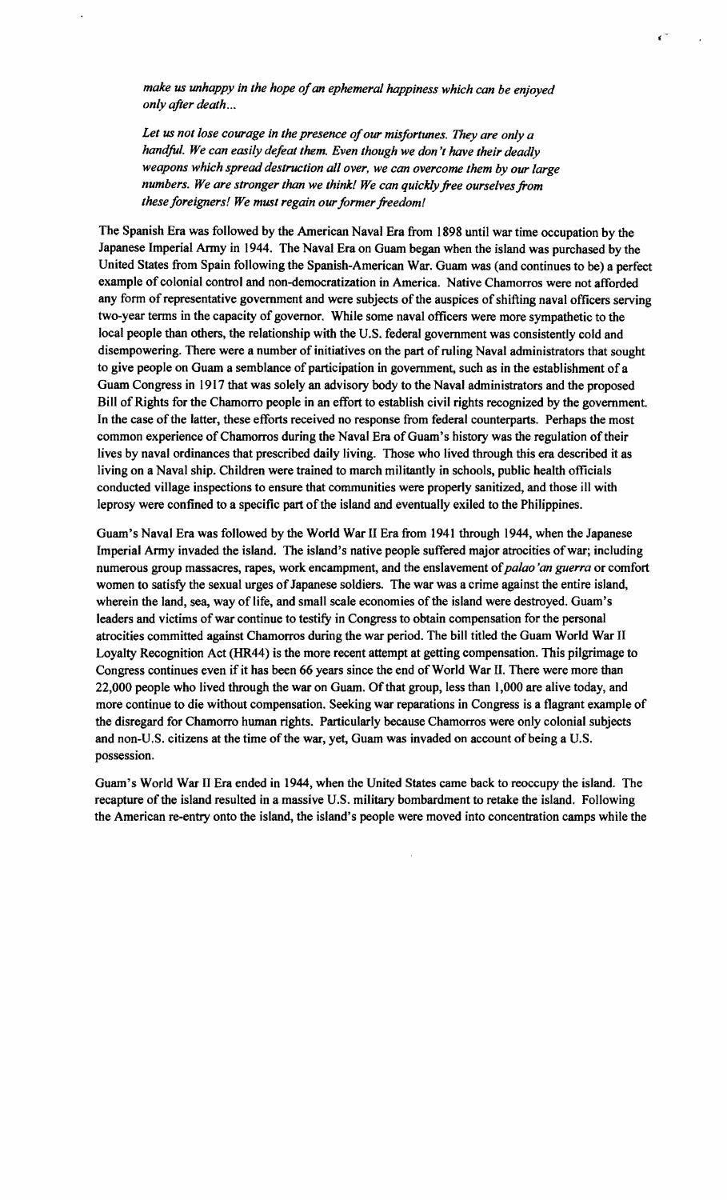*make us unhappy in the hope of an ephemeral happiness which can be enjoyed only after death...*

*Let us not lose courage in the presence of our misfortunes. They are only a handful. We can easily defeat them. Even though we don't have their deadly weapons which spread destruction all over, we can overcome them by our large numbers. We are stronger than we think! We can quickly free ourselves from these foreigners! We must regain our former freedom!*

The Spanish Era was followed by the American Naval Era from 1898 until war time occupation by the Japanese Imperial Army in 1944. The Naval Era on Guam began when the island was purchased by the United States from Spain following the Spanish-American War. Guam was (and continues to be) a perfect example of colonial control and non-democratization in America. Native Chamorros were not afforded any form of representative government and were subjects of the auspices of shifting naval officers serving two-year terms in the capacity of governor. While some naval officers were more sympathetic to the local people than others, the relationship with the U.S. federal government was consistently cold and disempowering. There were a number of initiatives on the part of ruling Naval administrators that sought to give people on Guam a semblance of participation in government, such as in the establishment of a Guam Congress in 1917 that was solely an advisory body to the Naval administrators and the proposed Bill of Rights for the Chamorro people in an effort to establish civil rights recognized by the government. In the case of the latter, these efforts received no response from federal counterparts. Perhaps the most common experience of Chamorros during the Naval Era of Guam's history was the regulation of their lives by naval ordinances that prescribed daily living. Those who lived through this era described it as living on a Naval ship. Children were trained to march militantly in schools, public health officials conducted village inspections to ensure that communities were properly sanitized, and those ill with leprosy were confined to a specific part of the island and eventually exiled to the Philippines.

Guam's Naval Era was followed by the World War II Era from 1941 through 1944, when the Japanese Imperial Army invaded the island. The island's native people suffered major atrocities of war; including numerous group massacres, rapes, work encampment, and the enslavement of *palao'an guerra* or comfort women to satisfy the sexual urges of Japanese soldiers. The war was a crime against the entire island, wherein the land, sea, way of life, and small scale economies of the island were destroyed. Guam's leaders and victims of war continue to testify in Congress to obtain compensation for the personal atrocities committed against Chamorros during the war period. The bill titled the Guam World War II Loyalty Recognition Act (HR44) is the more recent attempt at getting compensation. This pilgrimage to Congress continues even if it has been 66 years since the end of World War II. There were more than 22,000 people who lived through the war on Guam. Of that group, less than 1,000 are alive today, and more continue to die without compensation. Seeking war reparations in Congress is a flagrant example of the disregard for Chamorro human rights. Particularly because Chamorros were only colonial subjects and non-U.S. citizens at the time of the war, yet, Guam was invaded on account of being a U.S. possession.

Guam's World War II Era ended in 1944, when the United States came back to reoccupy the island. The recapture of the island resulted in a massive U.S. military bombardment to retake the island. Following the American re-entry onto the island, the island's people were moved into concentration camps while the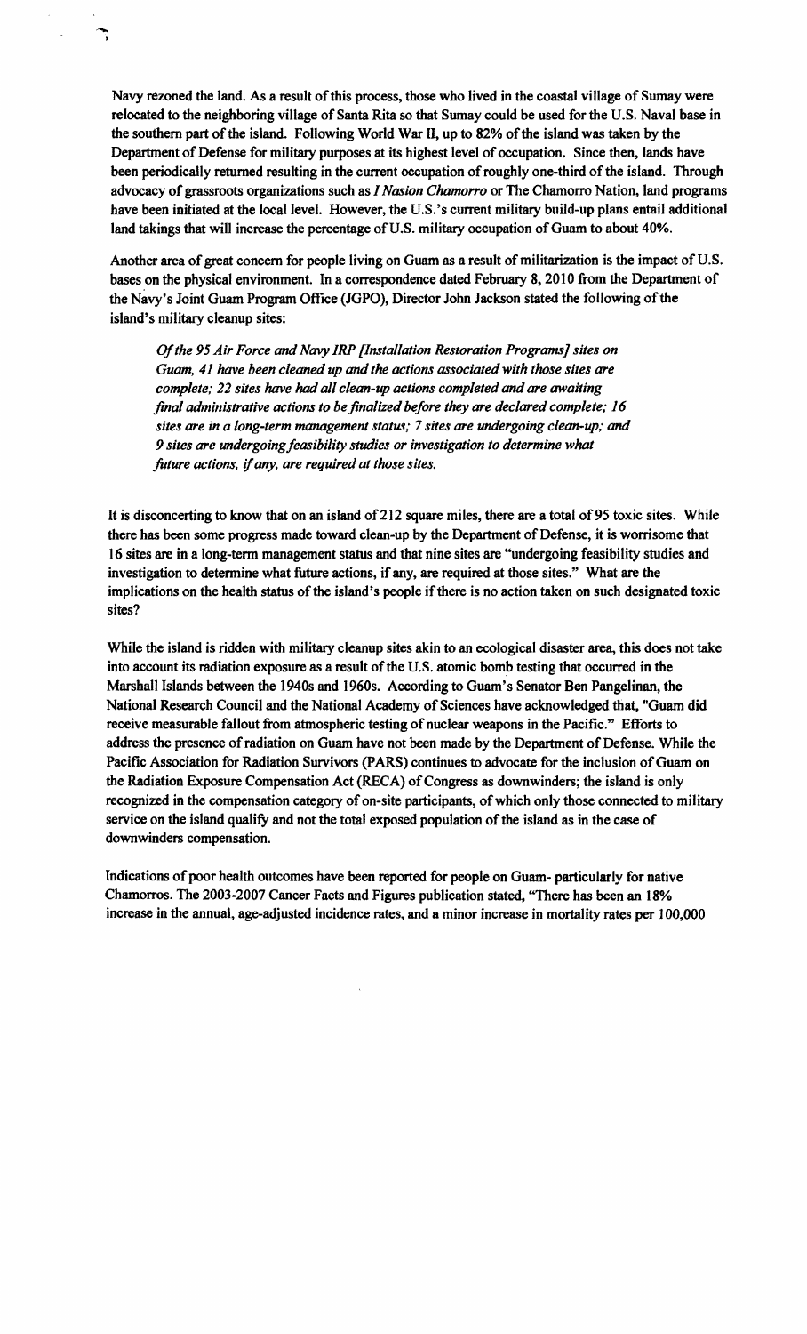Navy rezoned the land. As a result of this process, those who lived in the coastal village of Sumay were relocated to the neighboring village of Santa Rita so that Sumay could be used for the U.S. Naval base in the southern part of the island. Following World War II, up to 82% of the island was taken by the Department of Defense for military purposes at its highest level of occupation. Since then, lands have been periodically returned resulting in the current occupation of roughly one-third of the island. Through advocacy of grassroots organizations such as *I Nasion Chamorro* or The Chamorro Nation, land programs have been initiated at the local level. However, the U.S.'s current military build-up plans entail additional land takings that will increase the percentage of U.S. military occupation of Guam to about 40%.

Another area of great concern for people living on Guam as a result of militarization is the impact of U.S. bases on the physical environment. In a correspondence dated February 8, 2010 from the Department of the Navy's Joint Guam Program Office (JGPO), Director John Jackson stated the following of the island's military cleanup sites:

> *Of the 95 Air Force and Navy IRP [Installation Restoration Programs] sites on Guam, 41 have been cleaned up and the actions associated with those sites are complete; 22 sites have had all clean-up actions completed and are awaiting final administrative actions to be finalized before they are declared complete; 16 sites are in a long-term management status; 7 sites are undergoing clean-up; and 9 sites are undergoing feasibility studies or investigation to determine what future actions, if any, are required at those sites.*

It is disconcerting to know that on an island of 212 square miles, there are a total of 95 toxic sites. While there has been some progress made toward clean-up by the Department of Defense, it is worrisome that 16 sites are in a long-term management status and that nine sites are "undergoing feasibility studies and investigation to determine what future actions, if any, are required at those sites." What are the implications on the health status of the island's people if there is no action taken on such designated toxic sites?

While the island is ridden with military cleanup sites akin to an ecological disaster area, this does not take into account its radiation exposure as a result of the U.S. atomic bomb testing that occurred in the Marshall Islands between the 1940s and 1960s. According to Guam's Senator Ben Pangelinan, the National Research Council and the National Academy of Sciences have acknowledged that, "Guam did receive measurable fallout from atmospheric testing of nuclear weapons in the Pacific." Efforts to address the presence of radiation on Guam have not been made by the Department of Defense. While the Pacific Association for Radiation Survivors (PARS) continues to advocate for the inclusion of Guam on the Radiation Exposure Compensation Act (RECA) of Congress as downwinders; the island is only recognized in the compensation category of on-site participants, of which only those connected to military service on the island qualify and not the total exposed population of the island as in the case of downwinders compensation.

Indications of poor health outcomes have been reported for people on Guam- particularly for native Chamorros. The 2003-2007 Cancer Facts and Figures publication stated, "There has been an 18% increase in the annual, age-adjusted incidence rates, and a minor increase in mortality rates per 100,000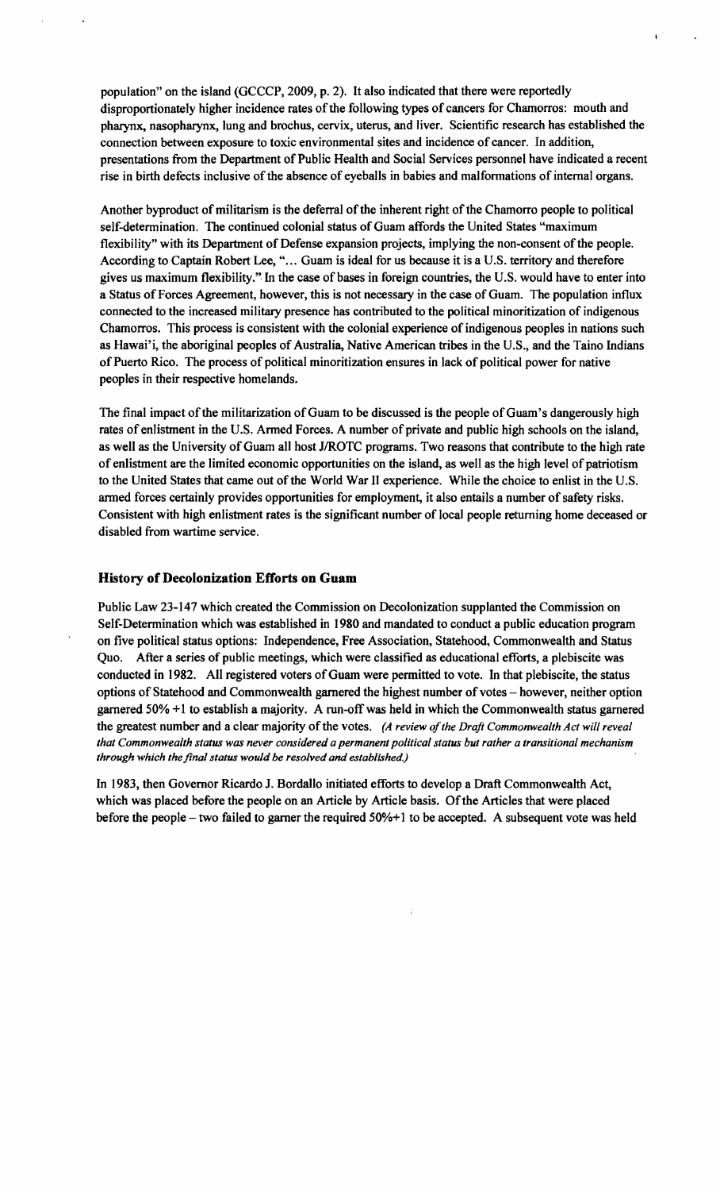population" on the island (GCCCP, 2009, p. 2). It also indicated that there were reportedly disproportionately higher incidence rates of the following types of cancers for Chamorros: mouth and pharynx, nasopharynx, lung and brochus, cervix, uterus, and liver. Scientific research has established the connection between exposure to toxic environmental sites and incidence of cancer. In addition, presentations from the Department of Public Health and Social Services personnel have indicated a recent rise in birth defects inclusive of the absence of eyeballs in babies and malformations of internal organs.

Another byproduct of militarism is the deferral of the inherent right of the Chamorro people to political self-determination. The continued colonial status of Guam affords the United States "maximum flexibility" with its Department of Defense expansion projects, implying the non-consent of the people. According to Captain Robert Lee, "... Guam is ideal for us because it is a U.S. territory and therefore gives us maximum flexibility." In the case of bases in foreign countries, the U.S. would have to enter into a Status of Forces Agreement, however, this is not necessary in the case of Guam. The population influx connected to the increased military presence has contributed to the political minoritization of indigenous Chamorros. This process is consistent with the colonial experience of indigenous peoples in nations such as Hawai'i, the aboriginal peoples of Australia, Native American tribes in the U.S., and the Taino Indians of Puerto Rico. The process of political minoritization ensures in lack of political power for native peoples in their respective homelands.

The final impact of the militarization of Guam to be discussed is the people of Guam's dangerously high rates of enlistment in the U.S. Armed Forces. A number of private and public high schools on the island, as well as the University of Guam all host J/ROTC programs. Two reasons that contribute to the high rate of enlistment are the limited economic opportunities on the island, as well as the high level of patriotism to the United States that came out of the World War II experience. While the choice to enlist in the U.S. armed forces certainly provides opportunities for employment, it also entails a number of safety risks. Consistent with high enlistment rates is the significant number of local people returning home deceased or disabled from wartime service.

## History of Decolonization Efforts on Guam

Public Law 23-147 which created the Commission on Decolonization supplanted the Commission on Self-Determination which was established in 1980 and mandated to conduct a public education program on five political status options: Independence, Free Association, Statehood, Commonwealth and Status Quo. After a series of public meetings, which were classified as educational efforts, a plebiscite was conducted in 1982. All registered voters of Guam were permitted to vote. In that plebiscite, the status options of Statehood and Commonwealth garnered the highest number of votes – however, neither option garnered 50% +1 to establish a majority. A run-off was held in which the Commonwealth status garnered the greatest number and a clear majority of the votes. *(A review of the Draft Commonwealth Act will reveal that Commonwealth status was never considered a permanent political status but rather a transitional mechanism through which the final status would be resolved and established.)*

In 1983, then Governor Ricardo J. Bordallo initiated efforts to develop a Draft Commonwealth Act, which was placed before the people on an Article by Article basis. Of the Articles that were placed before the people – two failed to garner the required 50%+1 to be accepted. A subsequent vote was held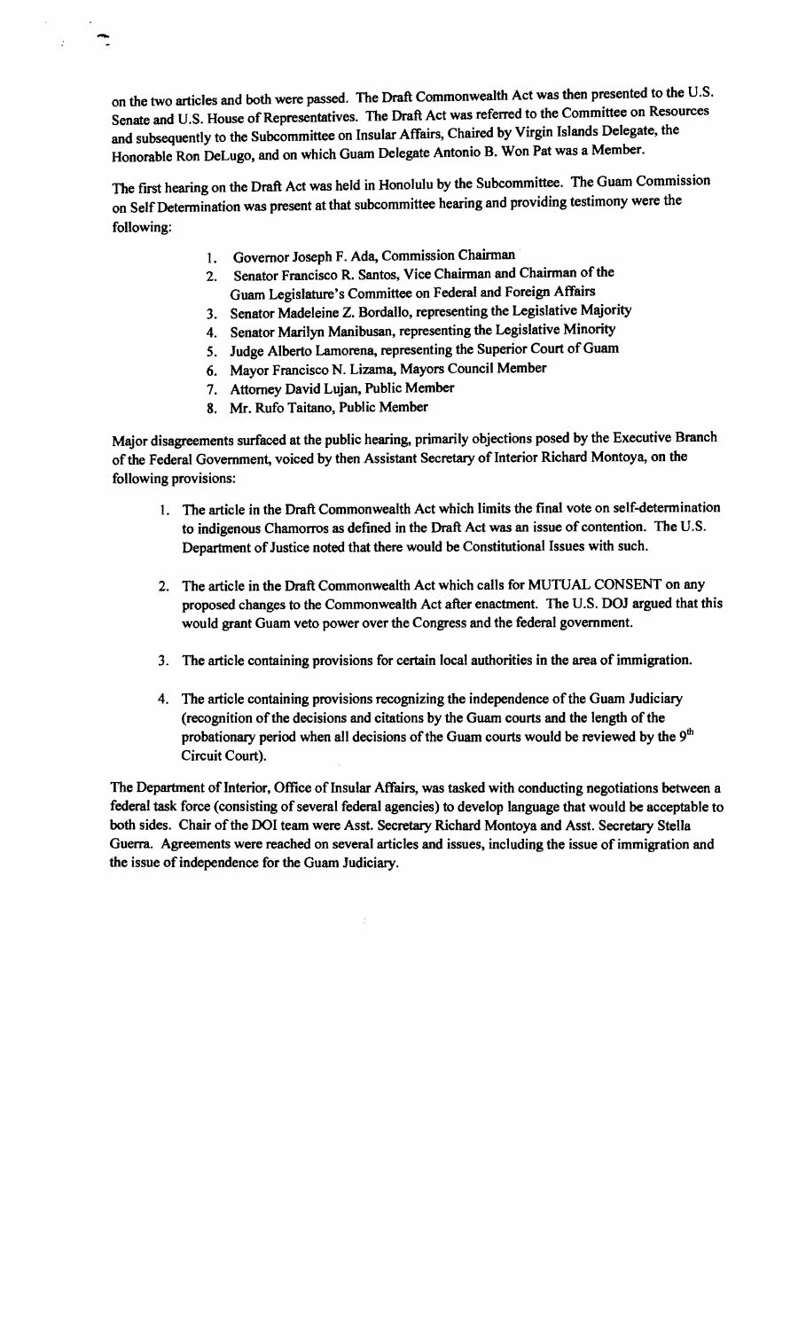on the two articles and both were passed. The Draft Commonwealth Act was then presented to the U.S. Senate and U.S. House of Representatives. The Draft Act was referred to the Committee on Resources and subsequently to the Subcommittee on Insular Affairs, Chaired by Virgin Islands Delegate, the Honorable Ron DeLugo, and on which Guam Delegate Antonio B. Won Pat was a Member.

The first hearing on the Draft Act was held in Honolulu by the Subcommittee. The Guam Commission on Self Determination was present at that subcommittee hearing and providing testimony were the following:

1. Governor Joseph F. Ada, Commission Chairman
2. Senator Francisco R. Santos, Vice Chairman and Chairman of the Guam Legislature's Committee on Federal and Foreign Affairs
3. Senator Madeleine Z. Bordallo, representing the Legislative Majority
4. Senator Marilyn Manibusan, representing the Legislative Minority
5. Judge Alberto Lamorena, representing the Superior Court of Guam
6. Mayor Francisco N. Lizama, Mayors Council Member
7. Attorney David Lujan, Public Member
8. Mr. Rufo Taitano, Public Member

Major disagreements surfaced at the public hearing, primarily objections posed by the Executive Branch of the Federal Government, voiced by then Assistant Secretary of Interior Richard Montoya, on the following provisions:

1. The article in the Draft Commonwealth Act which limits the final vote on self-determination to indigenous Chamorros as defined in the Draft Act was an issue of contention. The U.S. Department of Justice noted that there would be Constitutional Issues with such.

2. The article in the Draft Commonwealth Act which calls for MUTUAL CONSENT on any proposed changes to the Commonwealth Act after enactment. The U.S. DOJ argued that this would grant Guam veto power over the Congress and the federal government.

3. The article containing provisions for certain local authorities in the area of immigration.

4. The article containing provisions recognizing the independence of the Guam Judiciary (recognition of the decisions and citations by the Guam courts and the length of the probationary period when all decisions of the Guam courts would be reviewed by the 9th Circuit Court).

The Department of Interior, Office of Insular Affairs, was tasked with conducting negotiations between a federal task force (consisting of several federal agencies) to develop language that would be acceptable to both sides. Chair of the DOI team were Asst. Secretary Richard Montoya and Asst. Secretary Stella Guerra. Agreements were reached on several articles and issues, including the issue of immigration and the issue of independence for the Guam Judiciary.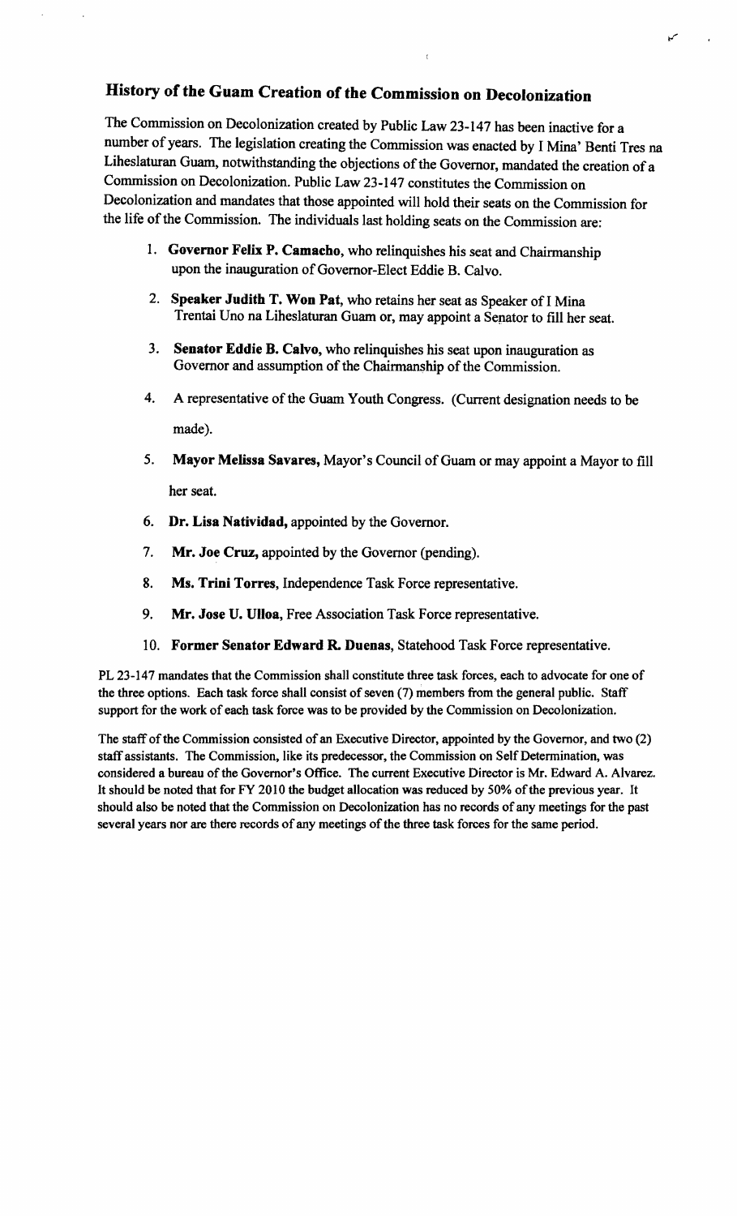## History of the Guam Creation of the Commission on Decolonization

The Commission on Decolonization created by Public Law 23-147 has been inactive for a number of years. The legislation creating the Commission was enacted by I Mina' Benti Tres na Liheslaturan Guam, notwithstanding the objections of the Governor, mandated the creation of a Commission on Decolonization. Public Law 23-147 constitutes the Commission on Decolonization and mandates that those appointed will hold their seats on the Commission for the life of the Commission. The individuals last holding seats on the Commission are:

1. **Governor Felix P. Camacho**, who relinquishes his seat and Chairmanship upon the inauguration of Governor-Elect Eddie B. Calvo.
2. **Speaker Judith T. Won Pat**, who retains her seat as Speaker of I Mina Trentai Uno na Liheslaturan Guam or, may appoint a Senator to fill her seat.
3. **Senator Eddie B. Calvo**, who relinquishes his seat upon inauguration as Governor and assumption of the Chairmanship of the Commission.
4. A representative of the Guam Youth Congress. (Current designation needs to be made).
5. **Mayor Melissa Savares**, Mayor's Council of Guam or may appoint a Mayor to fill her seat.
6. **Dr. Lisa Natividad**, appointed by the Governor.
7. **Mr. Joe Cruz**, appointed by the Governor (pending).
8. **Ms. Trini Torres**, Independence Task Force representative.
9. **Mr. Jose U. Ulloa**, Free Association Task Force representative.
10. **Former Senator Edward R. Duenas**, Statehood Task Force representative.

PL 23-147 mandates that the Commission shall constitute three task forces, each to advocate for one of the three options. Each task force shall consist of seven (7) members from the general public. Staff support for the work of each task force was to be provided by the Commission on Decolonization.

The staff of the Commission consisted of an Executive Director, appointed by the Governor, and two (2) staff assistants. The Commission, like its predecessor, the Commission on Self Determination, was considered a bureau of the Governor's Office. The current Executive Director is Mr. Edward A. Alvarez. It should be noted that for FY 2010 the budget allocation was reduced by 50% of the previous year. It should also be noted that the Commission on Decolonization has no records of any meetings for the past several years nor are there records of any meetings of the three task forces for the same period.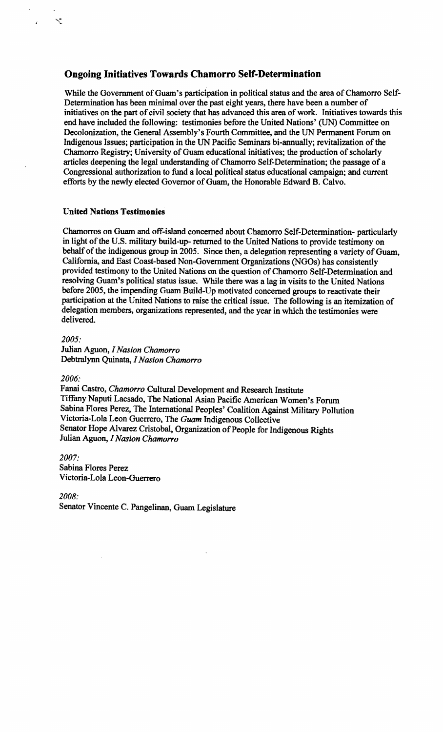## Ongoing Initiatives Towards Chamorro Self-Determination

While the Government of Guam's participation in political status and the area of Chamorro Self-Determination has been minimal over the past eight years, there have been a number of initiatives on the part of civil society that has advanced this area of work. Initiatives towards this end have included the following: testimonies before the United Nations' (UN) Committee on Decolonization, the General Assembly's Fourth Committee, and the UN Permanent Forum on Indigenous Issues; participation in the UN Pacific Seminars bi-annually; revitalization of the Chamorro Registry; University of Guam educational initiatives; the production of scholarly articles deepening the legal understanding of Chamorro Self-Determination; the passage of a Congressional authorization to fund a local political status educational campaign; and current efforts by the newly elected Governor of Guam, the Honorable Edward B. Calvo.

### United Nations Testimonies

Chamorros on Guam and off-island concerned about Chamorro Self-Determination- particularly in light of the U.S. military build-up- returned to the United Nations to provide testimony on behalf of the indigenous group in 2005. Since then, a delegation representing a variety of Guam, California, and East Coast-based Non-Government Organizations (NGOs) has consistently provided testimony to the United Nations on the question of Chamorro Self-Determination and resolving Guam's political status issue. While there was a lag in visits to the United Nations before 2005, the impending Guam Build-Up motivated concerned groups to reactivate their participation at the United Nations to raise the critical issue. The following is an itemization of delegation members, organizations represented, and the year in which the testimonies were delivered.

*2005:*
Julian Aguon, *I Nasion Chamorro*
Debtralynn Quinata, *I Nasion Chamorro*

*2006:*
Fanai Castro, *Chamorro* Cultural Development and Research Institute
Tiffany Naputi Lacsado, The National Asian Pacific American Women's Forum
Sabina Flores Perez, The International Peoples' Coalition Against Military Pollution
Victoria-Lola Leon Guerrero, The *Guam* Indigenous Collective
Senator Hope Alvarez Cristobal, Organization of People for Indigenous Rights
Julian Aguon, *I Nasion Chamorro*

*2007:*
Sabina Flores Perez
Victoria-Lola Leon-Guerrero

*2008:*
Senator Vincente C. Pangelinan, Guam Legislature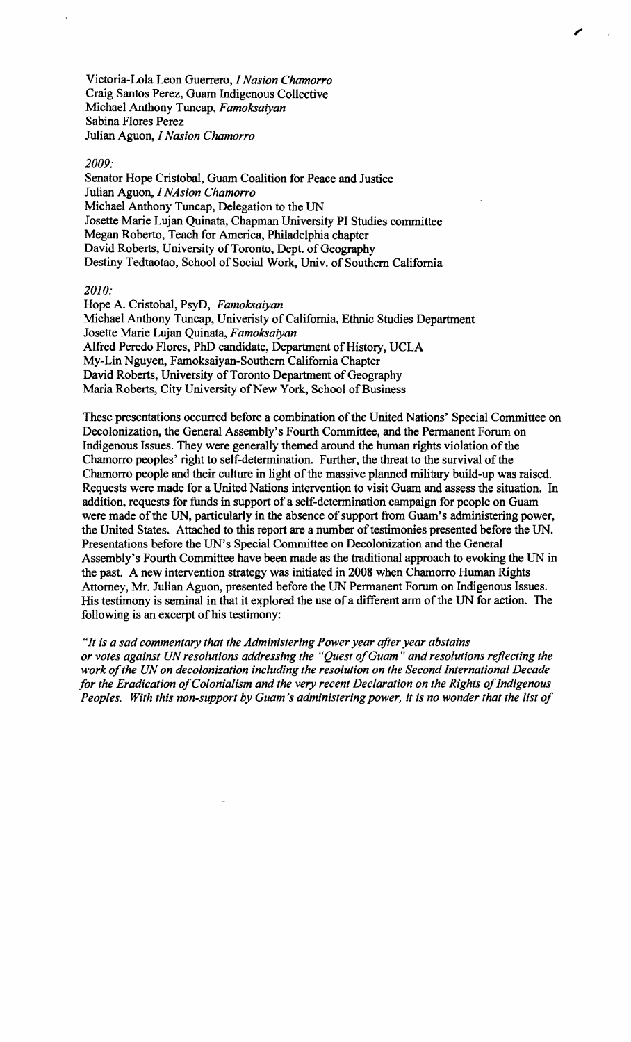Victoria-Lola Leon Guerrero, *I Nasion Chamorro*
Craig Santos Perez, Guam Indigenous Collective
Michael Anthony Tuncap, *Famoksaiyan*
Sabina Flores Perez
Julian Aguon, *I Nasion Chamorro*

*2009:*

Senator Hope Cristobal, Guam Coalition for Peace and Justice
Julian Aguon, *I NAsion Chamorro*
Michael Anthony Tuncap, Delegation to the UN
Josette Marie Lujan Quinata, Chapman University PI Studies committee
Megan Roberto, Teach for America, Philadelphia chapter
David Roberts, University of Toronto, Dept. of Geography
Destiny Tedtaotao, School of Social Work, Univ. of Southern California

*2010:*

Hope A. Cristobal, PsyD, *Famoksaiyan*
Michael Anthony Tuncap, Univeristy of California, Ethnic Studies Department
Josette Marie Lujan Quinata, *Famoksaiyan*
Alfred Peredo Flores, PhD candidate, Department of History, UCLA
My-Lin Nguyen, Famoksaiyan-Southern California Chapter
David Roberts, University of Toronto Department of Geography
Maria Roberts, City University of New York, School of Business

These presentations occurred before a combination of the United Nations' Special Committee on Decolonization, the General Assembly's Fourth Committee, and the Permanent Forum on Indigenous Issues. They were generally themed around the human rights violation of the Chamorro peoples' right to self-determination. Further, the threat to the survival of the Chamorro people and their culture in light of the massive planned military build-up was raised. Requests were made for a United Nations intervention to visit Guam and assess the situation. In addition, requests for funds in support of a self-determination campaign for people on Guam were made of the UN, particularly in the absence of support from Guam's administering power, the United States. Attached to this report are a number of testimonies presented before the UN. Presentations before the UN's Special Committee on Decolonization and the General Assembly's Fourth Committee have been made as the traditional approach to evoking the UN in the past. A new intervention strategy was initiated in 2008 when Chamorro Human Rights Attorney, Mr. Julian Aguon, presented before the UN Permanent Forum on Indigenous Issues. His testimony is seminal in that it explored the use of a different arm of the UN for action. The following is an excerpt of his testimony:

*"It is a sad commentary that the Administering Power year after year abstains or votes against UN resolutions addressing the "Quest of Guam" and resolutions reflecting the work of the UN on decolonization including the resolution on the Second International Decade for the Eradication of Colonialism and the very recent Declaration on the Rights of Indigenous Peoples. With this non-support by Guam's administering power, it is no wonder that the list of*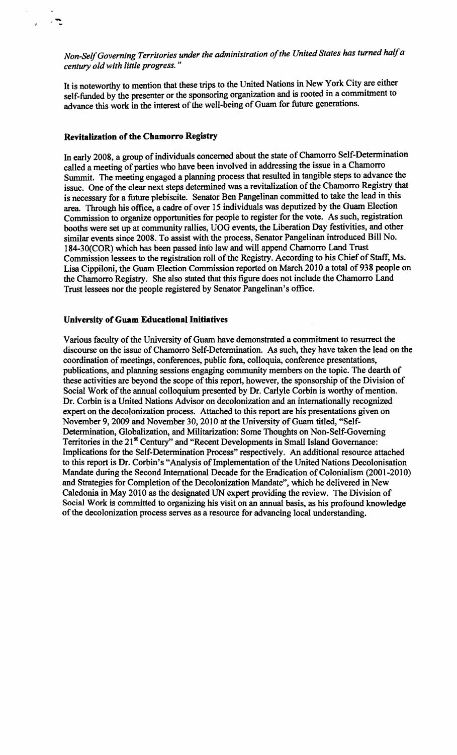*Non-Self Governing Territories under the administration of the United States has turned half a century old with little progress."*

It is noteworthy to mention that these trips to the United Nations in New York City are either self-funded by the presenter or the sponsoring organization and is rooted in a commitment to advance this work in the interest of the well-being of Guam for future generations.

**Revitalization of the Chamorro Registry**

In early 2008, a group of individuals concerned about the state of Chamorro Self-Determination called a meeting of parties who have been involved in addressing the issue in a Chamorro Summit. The meeting engaged a planning process that resulted in tangible steps to advance the issue. One of the clear next steps determined was a revitalization of the Chamorro Registry that is necessary for a future plebiscite. Senator Ben Pangelinan committed to take the lead in this area. Through his office, a cadre of over 15 individuals was deputized by the Guam Election Commission to organize opportunities for people to register for the vote. As such, registration booths were set up at community rallies, UOG events, the Liberation Day festivities, and other similar events since 2008. To assist with the process, Senator Pangelinan introduced Bill No. 184-30(COR) which has been passed into law and will append Chamorro Land Trust Commission lessees to the registration roll of the Registry. According to his Chief of Staff, Ms. Lisa Cippiloni, the Guam Election Commission reported on March 2010 a total of 938 people on the Chamorro Registry. She also stated that this figure does not include the Chamorro Land Trust lessees nor the people registered by Senator Pangelinan's office.

**University of Guam Educational Initiatives**

Various faculty of the University of Guam have demonstrated a commitment to resurrect the discourse on the issue of Chamorro Self-Determination. As such, they have taken the lead on the coordination of meetings, conferences, public fora, colloquia, conference presentations, publications, and planning sessions engaging community members on the topic. The dearth of these activities are beyond the scope of this report, however, the sponsorship of the Division of Social Work of the annual colloquium presented by Dr. Carlyle Corbin is worthy of mention. Dr. Corbin is a United Nations Advisor on decolonization and an internationally recognized expert on the decolonization process. Attached to this report are his presentations given on November 9, 2009 and November 30, 2010 at the University of Guam titled, "Self-Determination, Globalization, and Militarization: Some Thoughts on Non-Self-Governing Territories in the 21st Century" and "Recent Developments in Small Island Governance: Implications for the Self-Determination Process" respectively. An additional resource attached to this report is Dr. Corbin's "Analysis of Implementation of the United Nations Decolonisation Mandate during the Second International Decade for the Eradication of Colonialism (2001-2010) and Strategies for Completion of the Decolonization Mandate", which he delivered in New Caledonia in May 2010 as the designated UN expert providing the review. The Division of Social Work is committed to organizing his visit on an annual basis, as his profound knowledge of the decolonization process serves as a resource for advancing local understanding.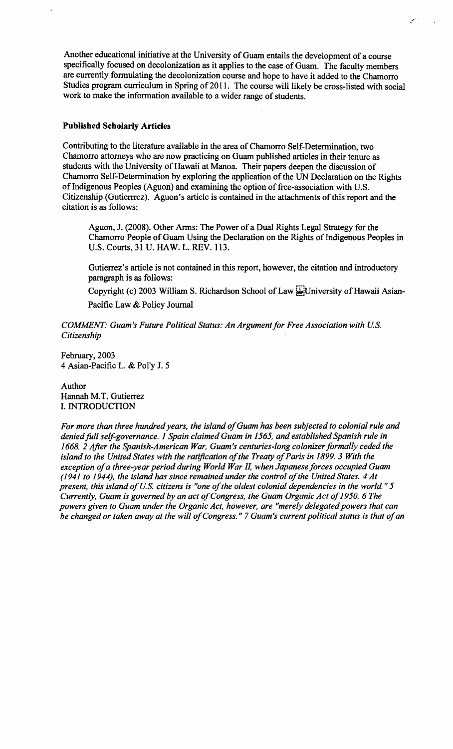Another educational initiative at the University of Guam entails the development of a course specifically focused on decolonization as it applies to the case of Guam. The faculty members are currently formulating the decolonization course and hope to have it added to the Chamorro Studies program curriculum in Spring of 2011. The course will likely be cross-listed with social work to make the information available to a wider range of students.

**Published Scholarly Articles**

Contributing to the literature available in the area of Chamorro Self-Determination, two Chamorro attorneys who are now practicing on Guam published articles in their tenure as students with the University of Hawaii at Manoa. Their papers deepen the discussion of Chamorro Self-Determination by exploring the application of the UN Declaration on the Rights of Indigenous Peoples (Aguon) and examining the option of free-association with U.S. Citizenship (Gutierrrez). Aguon's article is contained in the attachments of this report and the citation is as follows:

> Aguon, J. (2008). Other Arms: The Power of a Dual Rights Legal Strategy for the Chamorro People of Guam Using the Declaration on the Rights of Indigenous Peoples in U.S. Courts, 31 U. HAW. L. REV. 113.

> Gutierrez's article is not contained in this report, however, the citation and introductory paragraph is as follows:

> Copyright (c) 2003 William S. Richardson School of Law University of Hawaii Asian-Pacific Law & Policy Journal

*COMMENT: Guam's Future Political Status: An Argument for Free Association with U.S. Citizenship*

February, 2003
4 Asian-Pacific L. & Pol'y J. 5

Author
Hannah M.T. Gutierrez
I. INTRODUCTION

*For more than three hundred years, the island of Guam has been subjected to colonial rule and denied full self-governance. 1 Spain claimed Guam in 1565, and established Spanish rule in 1668. 2 After the Spanish-American War, Guam's centuries-long colonizer formally ceded the island to the United States with the ratification of the Treaty of Paris in 1899. 3 With the exception of a three-year period during World War II, when Japanese forces occupied Guam (1941 to 1944), the island has since remained under the control of the United States. 4 At present, this island of U.S. citizens is "one of the oldest colonial dependencies in the world." 5 Currently, Guam is governed by an act of Congress, the Guam Organic Act of 1950. 6 The powers given to Guam under the Organic Act, however, are "merely delegated powers that can be changed or taken away at the will of Congress." 7 Guam's current political status is that of an*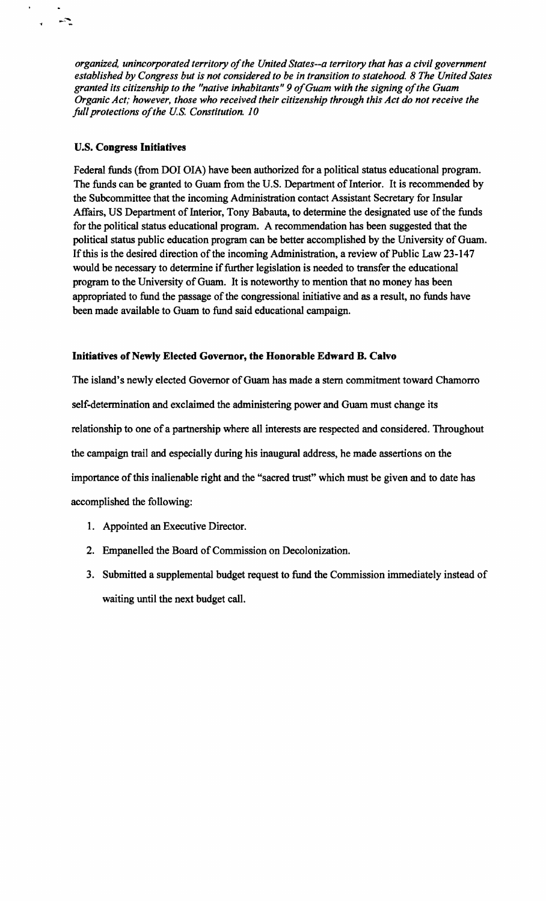*organized, unincorporated territory of the United States--a territory that has a civil government established by Congress but is not considered to be in transition to statehood. 8 The United Sates granted its citizenship to the "native inhabitants" 9 of Guam with the signing of the Guam Organic Act; however, those who received their citizenship through this Act do not receive the full protections of the U.S. Constitution. 10*

**U.S. Congress Initiatives**

Federal funds (from DOI OIA) have been authorized for a political status educational program. The funds can be granted to Guam from the U.S. Department of Interior. It is recommended by the Subcommittee that the incoming Administration contact Assistant Secretary for Insular Affairs, US Department of Interior, Tony Babauta, to determine the designated use of the funds for the political status educational program. A recommendation has been suggested that the political status public education program can be better accomplished by the University of Guam. If this is the desired direction of the incoming Administration, a review of Public Law 23-147 would be necessary to determine if further legislation is needed to transfer the educational program to the University of Guam. It is noteworthy to mention that no money has been appropriated to fund the passage of the congressional initiative and as a result, no funds have been made available to Guam to fund said educational campaign.

**Initiatives of Newly Elected Governor, the Honorable Edward B. Calvo**

The island's newly elected Governor of Guam has made a stern commitment toward Chamorro self-determination and exclaimed the administering power and Guam must change its relationship to one of a partnership where all interests are respected and considered. Throughout the campaign trail and especially during his inaugural address, he made assertions on the importance of this inalienable right and the "sacred trust" which must be given and to date has accomplished the following:

1. Appointed an Executive Director.
2. Empanelled the Board of Commission on Decolonization.
3. Submitted a supplemental budget request to fund the Commission immediately instead of waiting until the next budget call.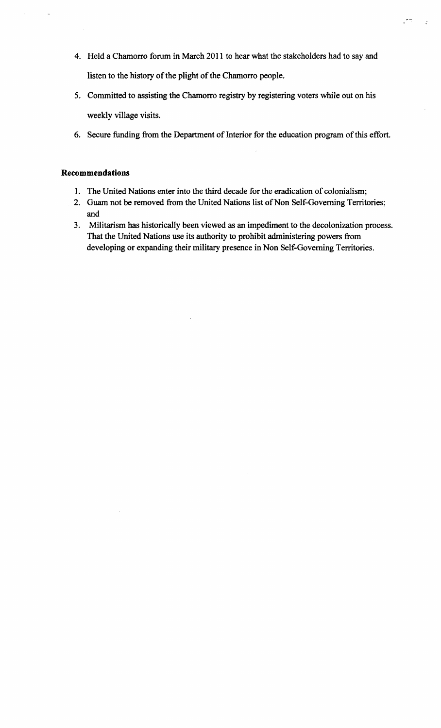4. Held a Chamorro forum in March 2011 to hear what the stakeholders had to say and listen to the history of the plight of the Chamorro people.
5. Committed to assisting the Chamorro registry by registering voters while out on his weekly village visits.
6. Secure funding from the Department of Interior for the education program of this effort.

**Recommendations**

1. The United Nations enter into the third decade for the eradication of colonialism;
2. Guam not be removed from the United Nations list of Non Self-Governing Territories; and
3. Militarism has historically been viewed as an impediment to the decolonization process. That the United Nations use its authority to prohibit administering powers from developing or expanding their military presence in Non Self-Governing Territories.